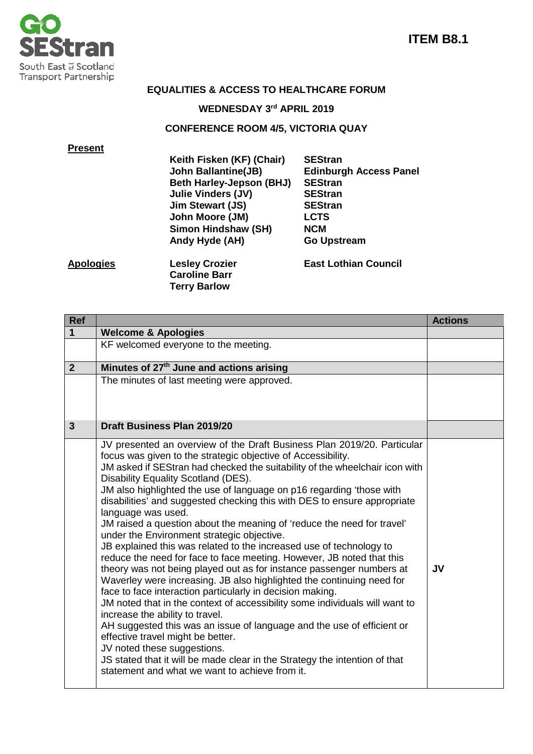GO SEStran
South East of Scotland Transport Partnership

**ITEM B8.1**

## EQUALITIES & ACCESS TO HEALTHCARE FORUM

**WEDNESDAY 3rd APRIL 2019**

**CONFERENCE ROOM 4/5, VICTORIA QUAY**

**Present**

| | |
|---|---|
| Keith Fisken (KF) (Chair) | SEStran |
| John Ballantine(JB) | Edinburgh Access Panel |
| Beth Harley-Jepson (BHJ) | SEStran |
| Julie Vinders (JV) | SEStran |
| Jim Stewart (JS) | SEStran |
| John Moore (JM) | LCTS |
| Simon Hindshaw (SH) | NCM |
| Andy Hyde (AH) | Go Upstream |

**Apologies**

| | |
|---|---|
| Lesley Crozier | East Lothian Council |
| Caroline Barr | |
| Terry Barlow | |

| Ref | | Actions |
|---|---|---|
| **1** | **Welcome & Apologies** | |
| | KF welcomed everyone to the meeting. | |
| **2** | **Minutes of 27th June and actions arising** | |
| | The minutes of last meeting were approved. | |
| **3** | **Draft Business Plan 2019/20** | |
| | JV presented an overview of the Draft Business Plan 2019/20. Particular focus was given to the strategic objective of Accessibility.<br>JM asked if SEStran had checked the suitability of the wheelchair icon with Disability Equality Scotland (DES).<br>JM also highlighted the use of language on p16 regarding 'those with disabilities' and suggested checking this with DES to ensure appropriate language was used.<br>JM raised a question about the meaning of 'reduce the need for travel' under the Environment strategic objective.<br>JB explained this was related to the increased use of technology to reduce the need for face to face meeting. However, JB noted that this theory was not being played out as for instance passenger numbers at Waverley were increasing. JB also highlighted the continuing need for face to face interaction particularly in decision making.<br>JM noted that in the context of accessibility some individuals will want to increase the ability to travel.<br>AH suggested this was an issue of language and the use of efficient or effective travel might be better.<br>JV noted these suggestions.<br>JS stated that it will be made clear in the Strategy the intention of that statement and what we want to achieve from it. | **JV** |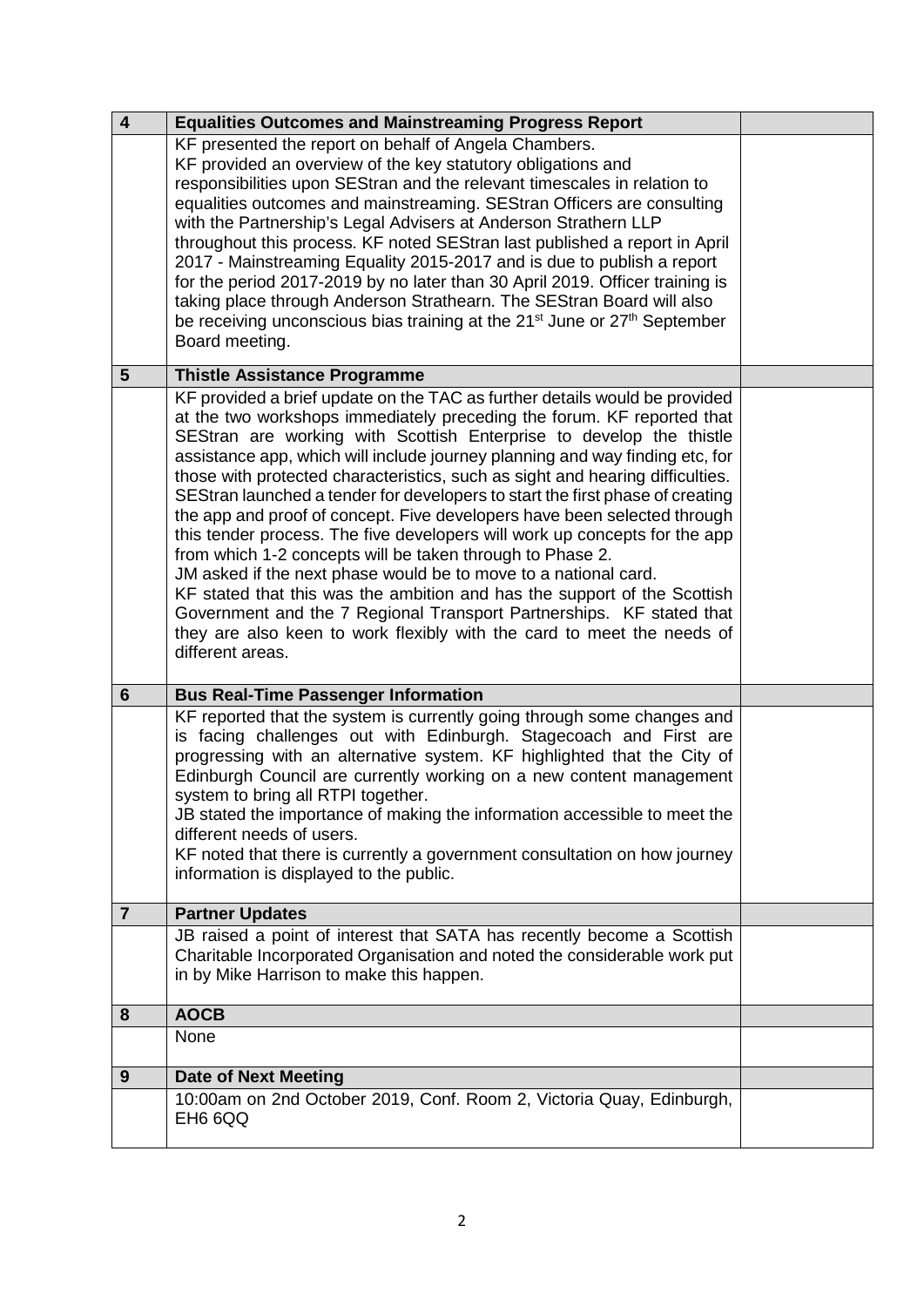| | | |
|---|---|---|
| **4** | **Equalities Outcomes and Mainstreaming Progress Report** | |
| | KF presented the report on behalf of Angela Chambers.<br>KF provided an overview of the key statutory obligations and responsibilities upon SEStran and the relevant timescales in relation to equalities outcomes and mainstreaming. SEStran Officers are consulting with the Partnership's Legal Advisers at Anderson Strathern LLP throughout this process. KF noted SEStran last published a report in April 2017 - Mainstreaming Equality 2015-2017 and is due to publish a report for the period 2017-2019 by no later than 30 April 2019. Officer training is taking place through Anderson Strathearn. The SEStran Board will also be receiving unconscious bias training at the 21st June or 27th September Board meeting. | |
| **5** | **Thistle Assistance Programme** | |
| | KF provided a brief update on the TAC as further details would be provided at the two workshops immediately preceding the forum. KF reported that SEStran are working with Scottish Enterprise to develop the thistle assistance app, which will include journey planning and way finding etc, for those with protected characteristics, such as sight and hearing difficulties. SEStran launched a tender for developers to start the first phase of creating the app and proof of concept. Five developers have been selected through this tender process. The five developers will work up concepts for the app from which 1-2 concepts will be taken through to Phase 2.<br>JM asked if the next phase would be to move to a national card.<br>KF stated that this was the ambition and has the support of the Scottish Government and the 7 Regional Transport Partnerships. KF stated that they are also keen to work flexibly with the card to meet the needs of different areas. | |
| **6** | **Bus Real-Time Passenger Information** | |
| | KF reported that the system is currently going through some changes and is facing challenges out with Edinburgh. Stagecoach and First are progressing with an alternative system. KF highlighted that the City of Edinburgh Council are currently working on a new content management system to bring all RTPI together.<br>JB stated the importance of making the information accessible to meet the different needs of users.<br>KF noted that there is currently a government consultation on how journey information is displayed to the public. | |
| **7** | **Partner Updates** | |
| | JB raised a point of interest that SATA has recently become a Scottish Charitable Incorporated Organisation and noted the considerable work put in by Mike Harrison to make this happen. | |
| **8** | **AOCB** | |
| | None | |
| **9** | **Date of Next Meeting** | |
| | 10:00am on 2nd October 2019, Conf. Room 2, Victoria Quay, Edinburgh, EH6 6QQ | |